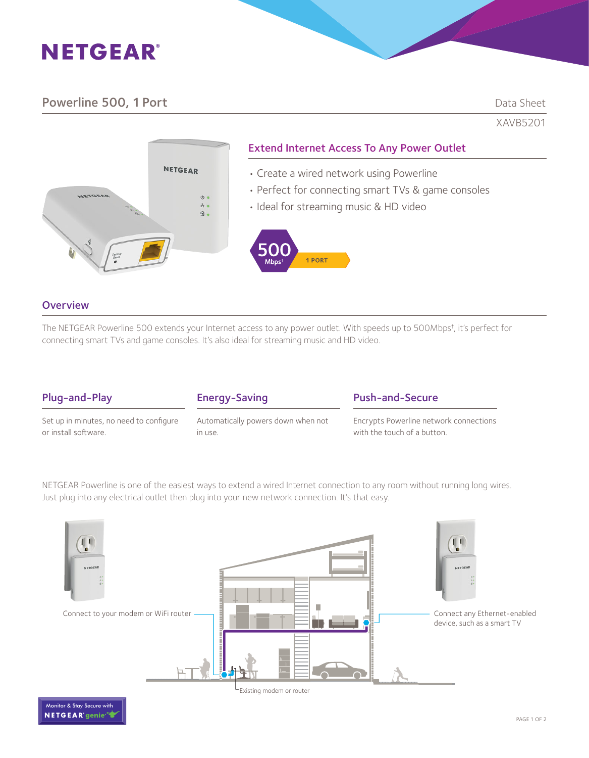# NETGEAR

## Powerline 500, 1 Port

Data Sheet

XAVB5201

### Extend Internet Access To Any Power Outlet

- Create a wired network using Powerline
- Perfect for connecting smart TVs & game consoles
- Ideal for streaming music & HD video

500 Mbps† 1 PORT

### Overview

The NETGEAR Powerline 500 extends your Internet access to any power outlet. With speeds up to 500Mbps†, it's perfect for connecting smart TVs and game consoles. It's also ideal for streaming music and HD video.

### Plug-and-Play

Set up in minutes, no need to configure or install software.

### Energy-Saving

Automatically powers down when not in use.

### Push-and-Secure

Encrypts Powerline network connections with the touch of a button.

NETGEAR Powerline is one of the easiest ways to extend a wired Internet connection to any room without running long wires. Just plug into any electrical outlet then plug into your new network connection. It's that easy.

Connect to your modem or WiFi router

Connect any Ethernet-enabled device, such as a smart TV

Existing modem or router

Monitor & Stay Secure with NETGEAR genie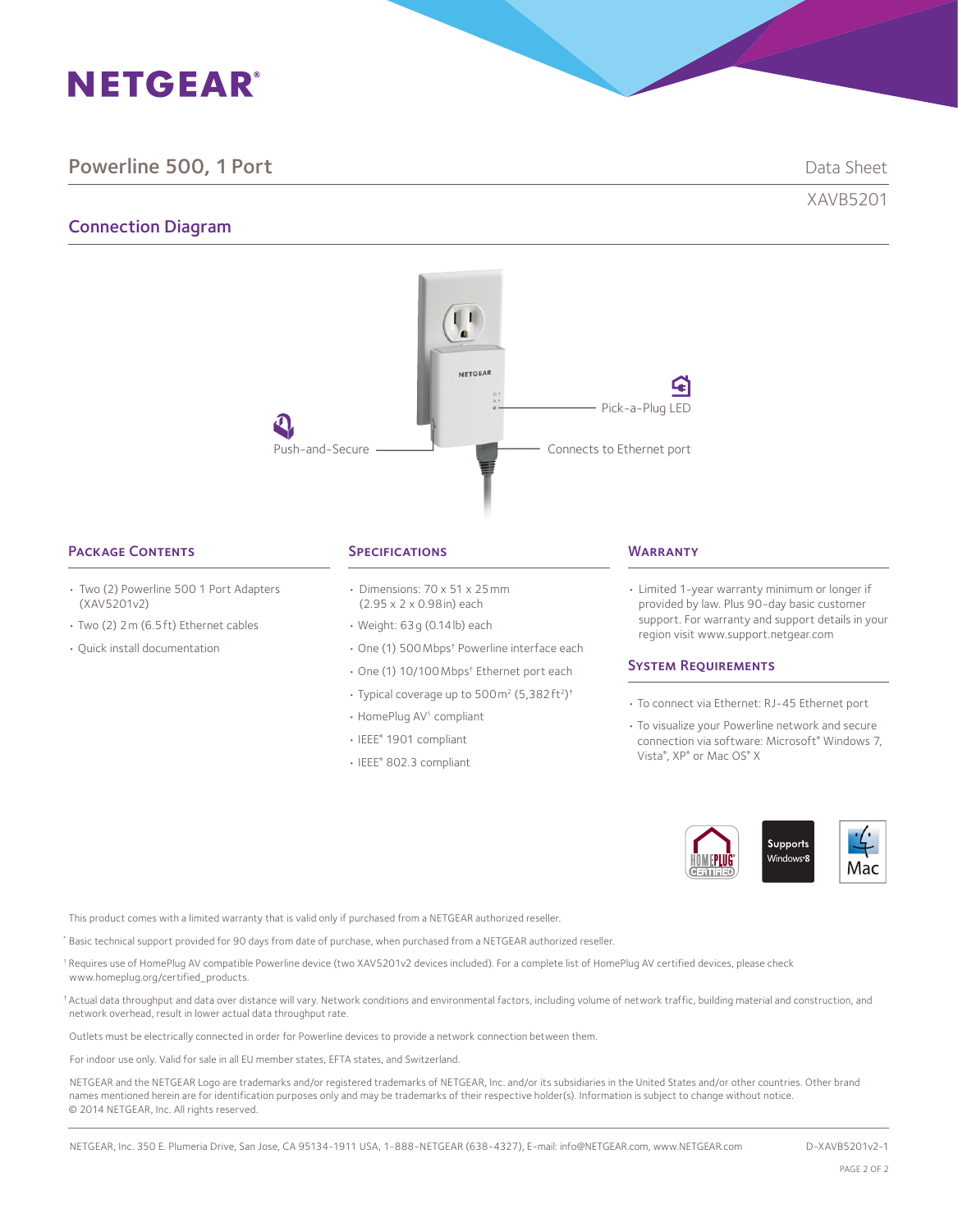# NETGEAR®

## Powerline 500, 1 Port

Data Sheet

XAVB5201

## Connection Diagram

Push-and-Secure

Pick-a-Plug LED

Connects to Ethernet port

### Package Contents

- Two (2) Powerline 500 1 Port Adapters (XAV5201v2)
- Two (2) 2 m (6.5 ft) Ethernet cables
- Quick install documentation

### Specifications

- Dimensions: 70 x 51 x 25 mm (2.95 x 2 x 0.98 in) each
- Weight: 63 g (0.14 lb) each
- One (1) 500 Mbps† Powerline interface each
- One (1) 10/100 Mbps† Ethernet port each
- Typical coverage up to 500 $m^2$ (5,382 $ft^2$)†
- HomePlug AV[1] compliant
- IEEE® 1901 compliant
- IEEE® 802.3 compliant

### Warranty

- Limited 1-year warranty minimum or longer if provided by law. Plus 90-day basic customer support. For warranty and support details in your region visit www.support.netgear.com

### System Requirements

- To connect via Ethernet: RJ-45 Ethernet port
- To visualize your Powerline network and secure connection via software: Microsoft® Windows 7, Vista®, XP® or Mac OS® X

HOMEPLUG CERTIFIED

Supports Windows®8

Mac

This product comes with a limited warranty that is valid only if purchased from a NETGEAR authorized reseller.

\* Basic technical support provided for 90 days from date of purchase, when purchased from a NETGEAR authorized reseller.

[1] Requires use of HomePlug AV compatible Powerline device (two XAV5201v2 devices included). For a complete list of HomePlug AV certified devices, please check www.homeplug.org/certified_products.

† Actual data throughput and data over distance will vary. Network conditions and environmental factors, including volume of network traffic, building material and construction, and network overhead, result in lower actual data throughput rate.

Outlets must be electrically connected in order for Powerline devices to provide a network connection between them.

For indoor use only. Valid for sale in all EU member states, EFTA states, and Switzerland.

NETGEAR and the NETGEAR Logo are trademarks and/or registered trademarks of NETGEAR, Inc. and/or its subsidiaries in the United States and/or other countries. Other brand names mentioned herein are for identification purposes only and may be trademarks of their respective holder(s). Information is subject to change without notice. © 2014 NETGEAR, Inc. All rights reserved.

NETGEAR, Inc. 350 E. Plumeria Drive, San Jose, CA 95134-1911 USA, 1-888-NETGEAR (638-4327), E-mail: info@NETGEAR.com, www.NETGEAR.com

D-XAVB5201v2-1